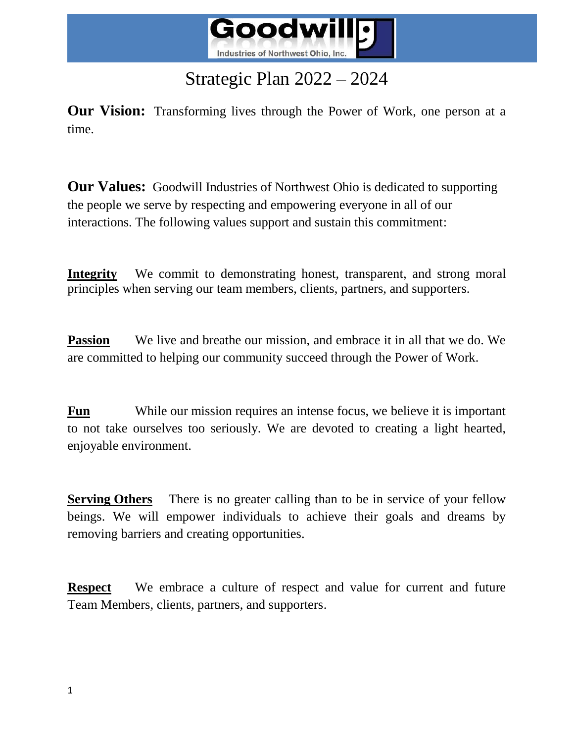Goodwill Industries of Northwest Ohio, Inc.

# Strategic Plan 2022 – 2024

**Our Vision:** Transforming lives through the Power of Work, one person at a time.

**Our Values:** Goodwill Industries of Northwest Ohio is dedicated to supporting the people we serve by respecting and empowering everyone in all of our interactions. The following values support and sustain this commitment:

**Integrity** We commit to demonstrating honest, transparent, and strong moral principles when serving our team members, clients, partners, and supporters.

**Passion** We live and breathe our mission, and embrace it in all that we do. We are committed to helping our community succeed through the Power of Work.

**Fun** While our mission requires an intense focus, we believe it is important to not take ourselves too seriously. We are devoted to creating a light hearted, enjoyable environment.

**Serving Others** There is no greater calling than to be in service of your fellow beings. We will empower individuals to achieve their goals and dreams by removing barriers and creating opportunities.

**Respect** We embrace a culture of respect and value for current and future Team Members, clients, partners, and supporters.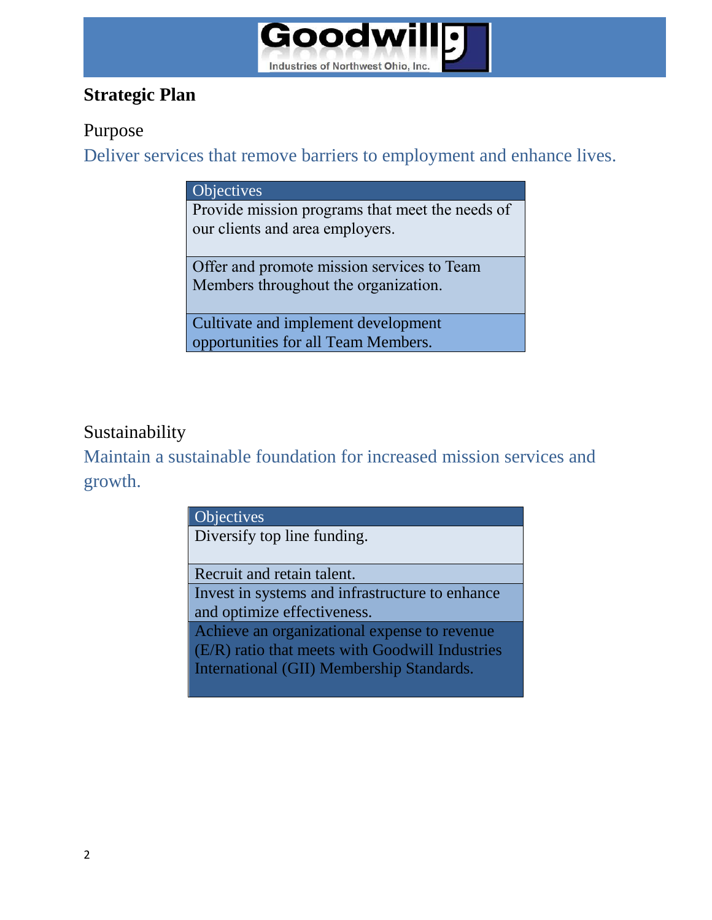# Strategic Plan

## Purpose

Deliver services that remove barriers to employment and enhance lives.

| Objectives |
|---|
| Provide mission programs that meet the needs of our clients and area employers. |
| Offer and promote mission services to Team Members throughout the organization. |
| Cultivate and implement development opportunities for all Team Members. |

## Sustainability

Maintain a sustainable foundation for increased mission services and growth.

| Objectives |
|---|
| Diversify top line funding. |
| Recruit and retain talent. |
| Invest in systems and infrastructure to enhance and optimize effectiveness. |
| Achieve an organizational expense to revenue (E/R) ratio that meets with Goodwill Industries International (GII) Membership Standards. |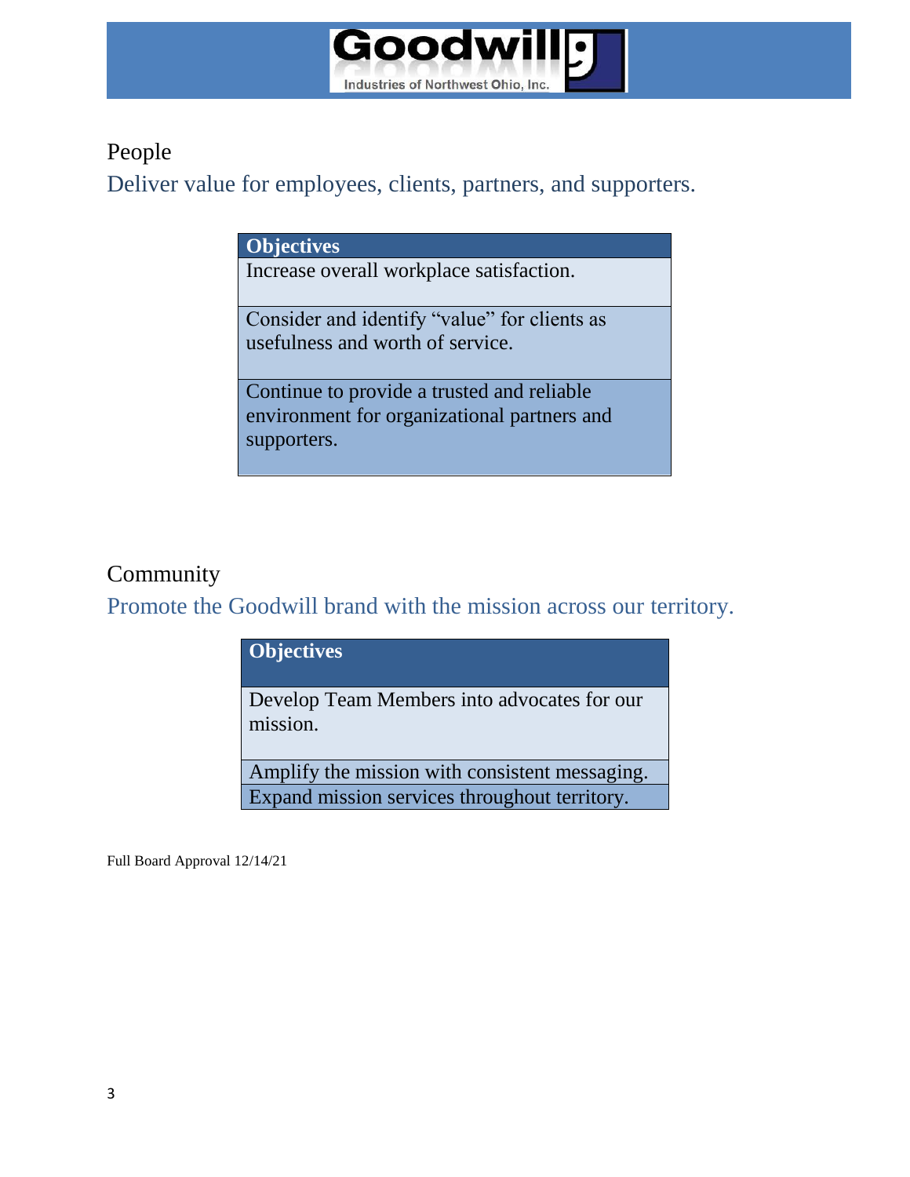## People

Deliver value for employees, clients, partners, and supporters.

| Objectives |
| --- |
| Increase overall workplace satisfaction. |
| Consider and identify “value” for clients as usefulness and worth of service. |
| Continue to provide a trusted and reliable environment for organizational partners and supporters. |

## Community

Promote the Goodwill brand with the mission across our territory.

| Objectives |
| --- |
| Develop Team Members into advocates for our mission. |
| Amplify the mission with consistent messaging. |
| Expand mission services throughout territory. |

Full Board Approval 12/14/21